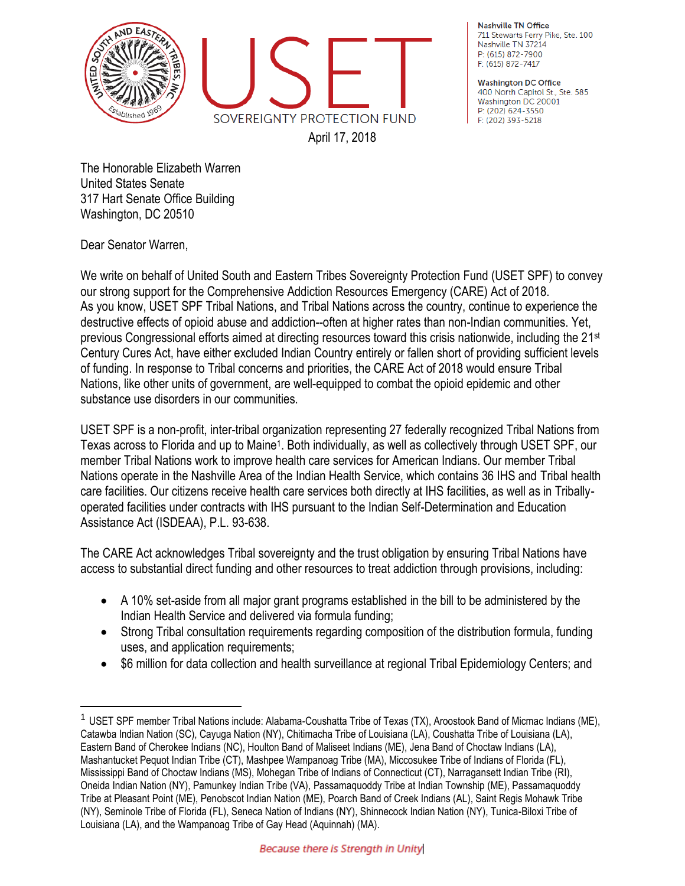USET SOVEREIGNTY PROTECTION FUND

**Nashville TN Office**
711 Stewarts Ferry Pike, Ste. 100
Nashville TN 37214
P: (615) 872-7900
F: (615) 872-7417

**Washington DC Office**
400 North Capitol St., Ste. 585
Washington DC 20001
P: (202) 624-3550
F: (202) 393-5218

April 17, 2018

The Honorable Elizabeth Warren
United States Senate
317 Hart Senate Office Building
Washington, DC 20510

Dear Senator Warren,

We write on behalf of United South and Eastern Tribes Sovereignty Protection Fund (USET SPF) to convey our strong support for the Comprehensive Addiction Resources Emergency (CARE) Act of 2018. As you know, USET SPF Tribal Nations, and Tribal Nations across the country, continue to experience the destructive effects of opioid abuse and addiction--often at higher rates than non-Indian communities. Yet, previous Congressional efforts aimed at directing resources toward this crisis nationwide, including the 21st Century Cures Act, have either excluded Indian Country entirely or fallen short of providing sufficient levels of funding. In response to Tribal concerns and priorities, the CARE Act of 2018 would ensure Tribal Nations, like other units of government, are well-equipped to combat the opioid epidemic and other substance use disorders in our communities.

USET SPF is a non-profit, inter-tribal organization representing 27 federally recognized Tribal Nations from Texas across to Florida and up to Maine[1]. Both individually, as well as collectively through USET SPF, our member Tribal Nations work to improve health care services for American Indians. Our member Tribal Nations operate in the Nashville Area of the Indian Health Service, which contains 36 IHS and Tribal health care facilities. Our citizens receive health care services both directly at IHS facilities, as well as in Tribally-operated facilities under contracts with IHS pursuant to the Indian Self-Determination and Education Assistance Act (ISDEAA), P.L. 93-638.

The CARE Act acknowledges Tribal sovereignty and the trust obligation by ensuring Tribal Nations have access to substantial direct funding and other resources to treat addiction through provisions, including:

- A 10% set-aside from all major grant programs established in the bill to be administered by the Indian Health Service and delivered via formula funding;
- Strong Tribal consultation requirements regarding composition of the distribution formula, funding uses, and application requirements;
- $6 million for data collection and health surveillance at regional Tribal Epidemiology Centers; and

[1] USET SPF member Tribal Nations include: Alabama-Coushatta Tribe of Texas (TX), Aroostook Band of Micmac Indians (ME), Catawba Indian Nation (SC), Cayuga Nation (NY), Chitimacha Tribe of Louisiana (LA), Coushatta Tribe of Louisiana (LA), Eastern Band of Cherokee Indians (NC), Houlton Band of Maliseet Indians (ME), Jena Band of Choctaw Indians (LA), Mashantucket Pequot Indian Tribe (CT), Mashpee Wampanoag Tribe (MA), Miccosukee Tribe of Indians of Florida (FL), Mississippi Band of Choctaw Indians (MS), Mohegan Tribe of Indians of Connecticut (CT), Narragansett Indian Tribe (RI), Oneida Indian Nation (NY), Pamunkey Indian Tribe (VA), Passamaquoddy Tribe at Indian Township (ME), Passamaquoddy Tribe at Pleasant Point (ME), Penobscot Indian Nation (ME), Poarch Band of Creek Indians (AL), Saint Regis Mohawk Tribe (NY), Seminole Tribe of Florida (FL), Seneca Nation of Indians (NY), Shinnecock Indian Nation (NY), Tunica-Biloxi Tribe of Louisiana (LA), and the Wampanoag Tribe of Gay Head (Aquinnah) (MA).

*Because there is Strength in Unity*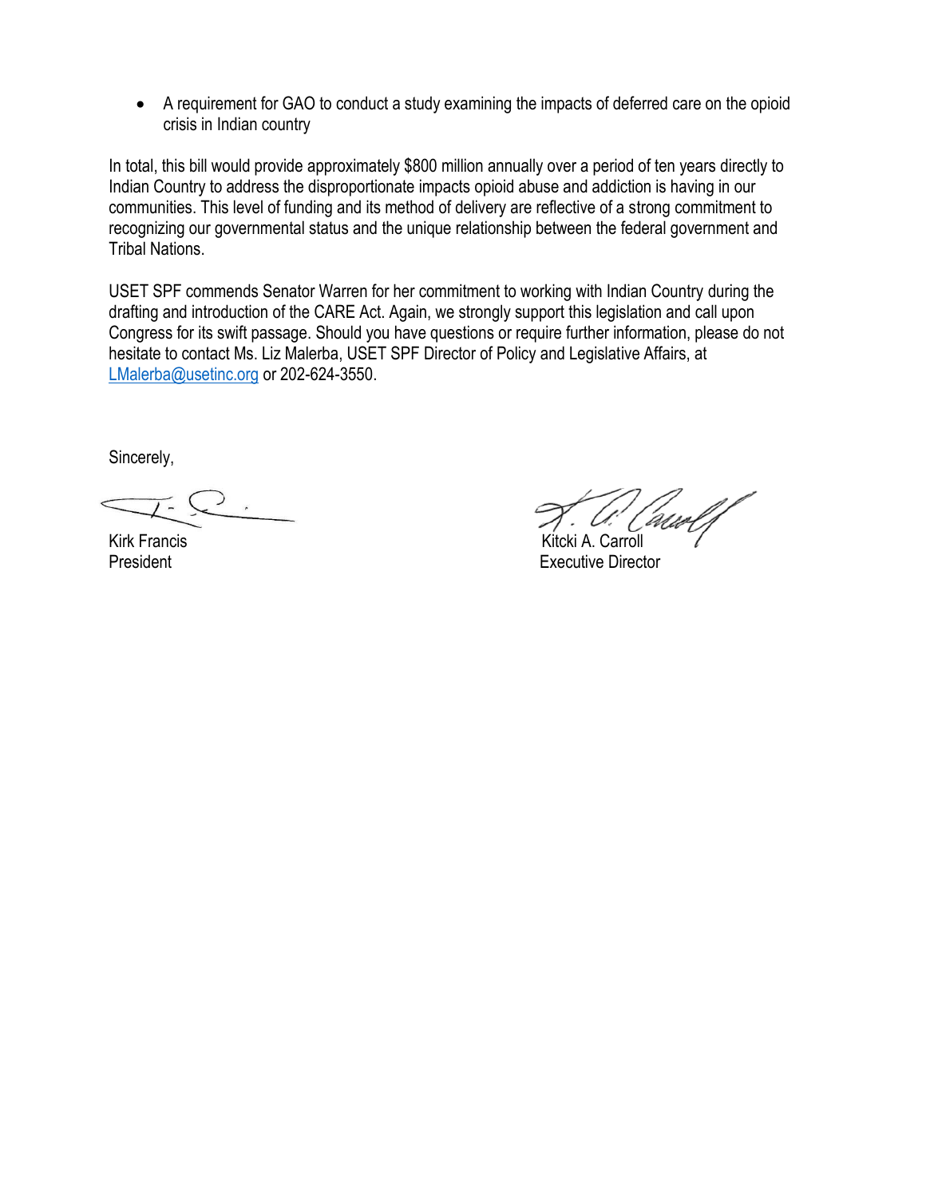- A requirement for GAO to conduct a study examining the impacts of deferred care on the opioid crisis in Indian country

In total, this bill would provide approximately $800 million annually over a period of ten years directly to Indian Country to address the disproportionate impacts opioid abuse and addiction is having in our communities. This level of funding and its method of delivery are reflective of a strong commitment to recognizing our governmental status and the unique relationship between the federal government and Tribal Nations.

USET SPF commends Senator Warren for her commitment to working with Indian Country during the drafting and introduction of the CARE Act. Again, we strongly support this legislation and call upon Congress for its swift passage. Should you have questions or require further information, please do not hesitate to contact Ms. Liz Malerba, USET SPF Director of Policy and Legislative Affairs, at LMalerba@usetinc.org or 202-624-3550.

Sincerely,

Kirk Francis
President

Kitcki A. Carroll
Executive Director